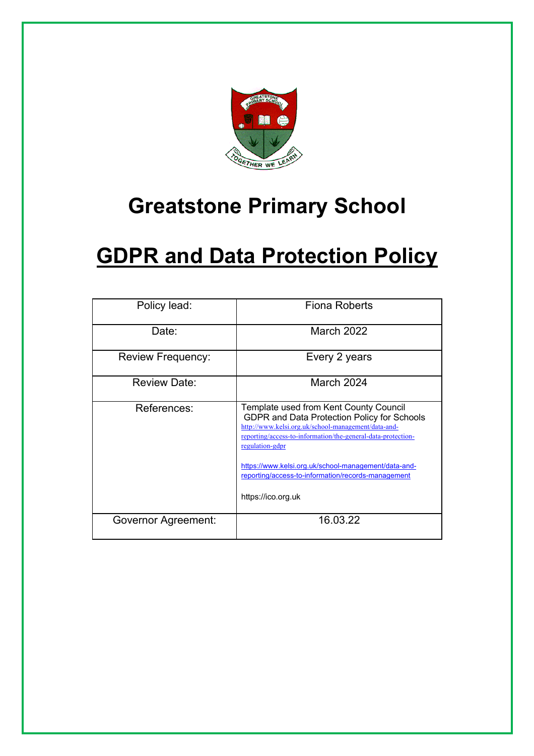# Greatstone Primary School

## GDPR and Data Protection Policy

| Policy lead: | Fiona Roberts |
|---|---|
| Date: | March 2022 |
| Review Frequency: | Every 2 years |
| Review Date: | March 2024 |
| References: | Template used from Kent County Council GDPR and Data Protection Policy for Schools http://www.kelsi.org.uk/school-management/data-and-reporting/access-to-information/the-general-data-protection-regulation-gdpr<br><br>https://www.kelsi.org.uk/school-management/data-and-reporting/access-to-information/records-management<br><br>https://ico.org.uk |
| Governor Agreement: | 16.03.22 |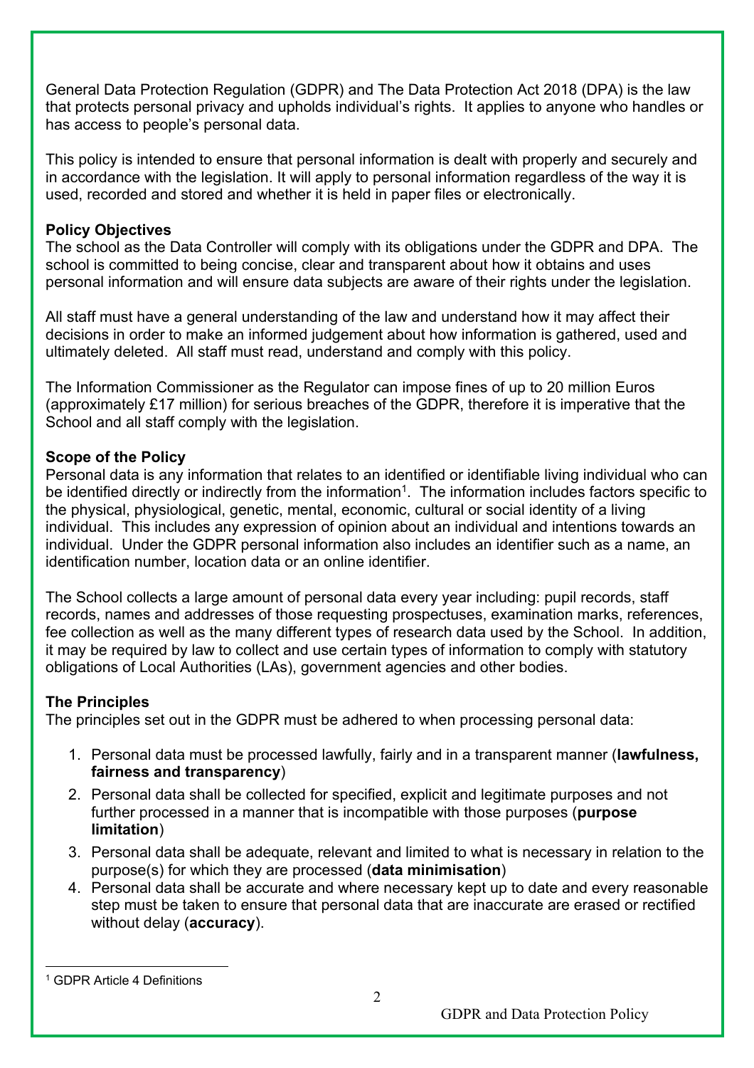General Data Protection Regulation (GDPR) and The Data Protection Act 2018 (DPA) is the law that protects personal privacy and upholds individual's rights. It applies to anyone who handles or has access to people's personal data.

This policy is intended to ensure that personal information is dealt with properly and securely and in accordance with the legislation. It will apply to personal information regardless of the way it is used, recorded and stored and whether it is held in paper files or electronically.

**Policy Objectives**

The school as the Data Controller will comply with its obligations under the GDPR and DPA. The school is committed to being concise, clear and transparent about how it obtains and uses personal information and will ensure data subjects are aware of their rights under the legislation.

All staff must have a general understanding of the law and understand how it may affect their decisions in order to make an informed judgement about how information is gathered, used and ultimately deleted. All staff must read, understand and comply with this policy.

The Information Commissioner as the Regulator can impose fines of up to 20 million Euros (approximately £17 million) for serious breaches of the GDPR, therefore it is imperative that the School and all staff comply with the legislation.

**Scope of the Policy**

Personal data is any information that relates to an identified or identifiable living individual who can be identified directly or indirectly from the information[1]. The information includes factors specific to the physical, physiological, genetic, mental, economic, cultural or social identity of a living individual. This includes any expression of opinion about an individual and intentions towards an individual. Under the GDPR personal information also includes an identifier such as a name, an identification number, location data or an online identifier.

The School collects a large amount of personal data every year including: pupil records, staff records, names and addresses of those requesting prospectuses, examination marks, references, fee collection as well as the many different types of research data used by the School. In addition, it may be required by law to collect and use certain types of information to comply with statutory obligations of Local Authorities (LAs), government agencies and other bodies.

**The Principles**

The principles set out in the GDPR must be adhered to when processing personal data:

1. Personal data must be processed lawfully, fairly and in a transparent manner (**lawfulness, fairness and transparency**)
2. Personal data shall be collected for specified, explicit and legitimate purposes and not further processed in a manner that is incompatible with those purposes (**purpose limitation**)
3. Personal data shall be adequate, relevant and limited to what is necessary in relation to the purpose(s) for which they are processed (**data minimisation**)
4. Personal data shall be accurate and where necessary kept up to date and every reasonable step must be taken to ensure that personal data that are inaccurate are erased or rectified without delay (**accuracy**).

---

[1] GDPR Article 4 Definitions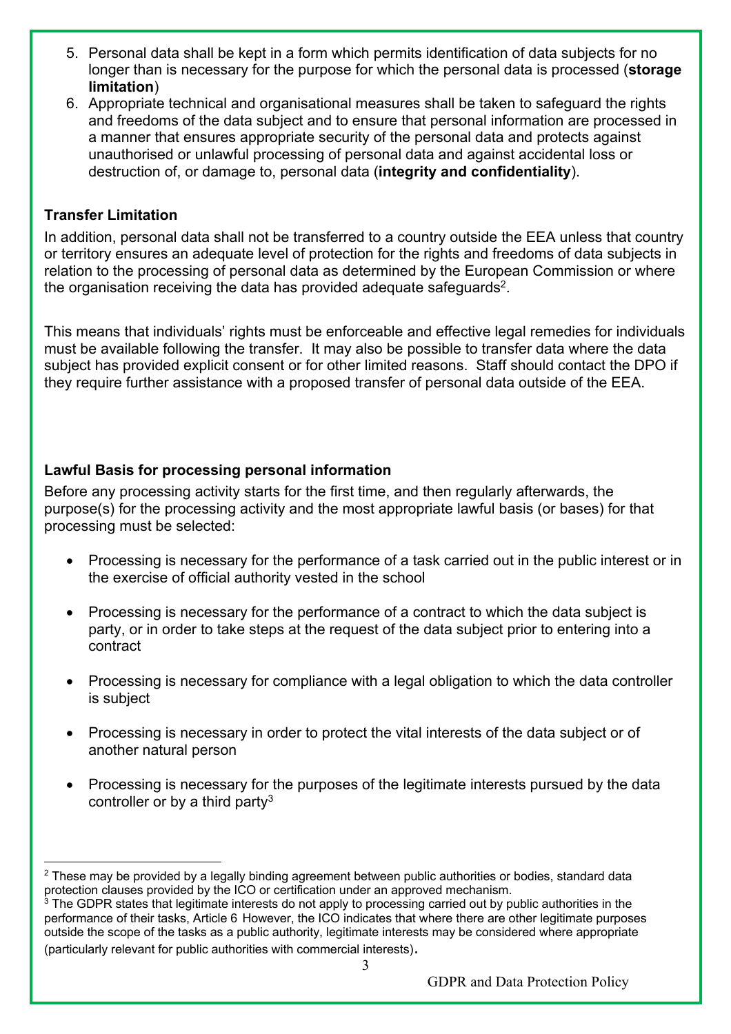5. Personal data shall be kept in a form which permits identification of data subjects for no longer than is necessary for the purpose for which the personal data is processed (**storage limitation**)
6. Appropriate technical and organisational measures shall be taken to safeguard the rights and freedoms of the data subject and to ensure that personal information are processed in a manner that ensures appropriate security of the personal data and protects against unauthorised or unlawful processing of personal data and against accidental loss or destruction of, or damage to, personal data (**integrity and confidentiality**).

**Transfer Limitation**

In addition, personal data shall not be transferred to a country outside the EEA unless that country or territory ensures an adequate level of protection for the rights and freedoms of data subjects in relation to the processing of personal data as determined by the European Commission or where the organisation receiving the data has provided adequate safeguards[2].

This means that individuals' rights must be enforceable and effective legal remedies for individuals must be available following the transfer. It may also be possible to transfer data where the data subject has provided explicit consent or for other limited reasons. Staff should contact the DPO if they require further assistance with a proposed transfer of personal data outside of the EEA.

**Lawful Basis for processing personal information**

Before any processing activity starts for the first time, and then regularly afterwards, the purpose(s) for the processing activity and the most appropriate lawful basis (or bases) for that processing must be selected:

- Processing is necessary for the performance of a task carried out in the public interest or in the exercise of official authority vested in the school

- Processing is necessary for the performance of a contract to which the data subject is party, or in order to take steps at the request of the data subject prior to entering into a contract

- Processing is necessary for compliance with a legal obligation to which the data controller is subject

- Processing is necessary in order to protect the vital interests of the data subject or of another natural person

- Processing is necessary for the purposes of the legitimate interests pursued by the data controller or by a third party[3]

---

[2] These may be provided by a legally binding agreement between public authorities or bodies, standard data protection clauses provided by the ICO or certification under an approved mechanism.

[3] The GDPR states that legitimate interests do not apply to processing carried out by public authorities in the performance of their tasks, Article 6 However, the ICO indicates that where there are other legitimate purposes outside the scope of the tasks as a public authority, legitimate interests may be considered where appropriate (particularly relevant for public authorities with commercial interests).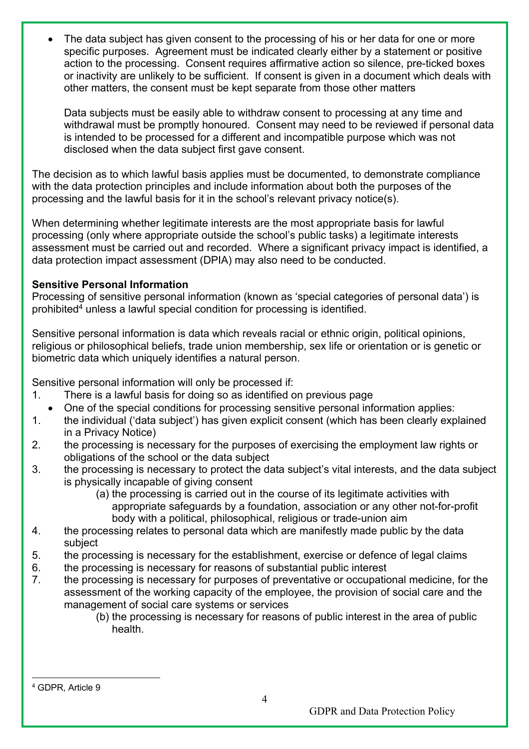- The data subject has given consent to the processing of his or her data for one or more specific purposes. Agreement must be indicated clearly either by a statement or positive action to the processing. Consent requires affirmative action so silence, pre-ticked boxes or inactivity are unlikely to be sufficient. If consent is given in a document which deals with other matters, the consent must be kept separate from those other matters

  Data subjects must be easily able to withdraw consent to processing at any time and withdrawal must be promptly honoured. Consent may need to be reviewed if personal data is intended to be processed for a different and incompatible purpose which was not disclosed when the data subject first gave consent.

The decision as to which lawful basis applies must be documented, to demonstrate compliance with the data protection principles and include information about both the purposes of the processing and the lawful basis for it in the school's relevant privacy notice(s).

When determining whether legitimate interests are the most appropriate basis for lawful processing (only where appropriate outside the school's public tasks) a legitimate interests assessment must be carried out and recorded. Where a significant privacy impact is identified, a data protection impact assessment (DPIA) may also need to be conducted.

**Sensitive Personal Information**
Processing of sensitive personal information (known as 'special categories of personal data') is prohibited[4] unless a lawful special condition for processing is identified.

Sensitive personal information is data which reveals racial or ethnic origin, political opinions, religious or philosophical beliefs, trade union membership, sex life or orientation or is genetic or biometric data which uniquely identifies a natural person.

Sensitive personal information will only be processed if:

1. There is a lawful basis for doing so as identified on previous page
   - One of the special conditions for processing sensitive personal information applies:

1. the individual ('data subject') has given explicit consent (which has been clearly explained in a Privacy Notice)
2. the processing is necessary for the purposes of exercising the employment law rights or obligations of the school or the data subject
3. the processing is necessary to protect the data subject's vital interests, and the data subject is physically incapable of giving consent
   (a) the processing is carried out in the course of its legitimate activities with appropriate safeguards by a foundation, association or any other not-for-profit body with a political, philosophical, religious or trade-union aim
4. the processing relates to personal data which are manifestly made public by the data subject
5. the processing is necessary for the establishment, exercise or defence of legal claims
6. the processing is necessary for reasons of substantial public interest
7. the processing is necessary for purposes of preventative or occupational medicine, for the assessment of the working capacity of the employee, the provision of social care and the management of social care systems or services
   (b) the processing is necessary for reasons of public interest in the area of public health.

[4] GDPR, Article 9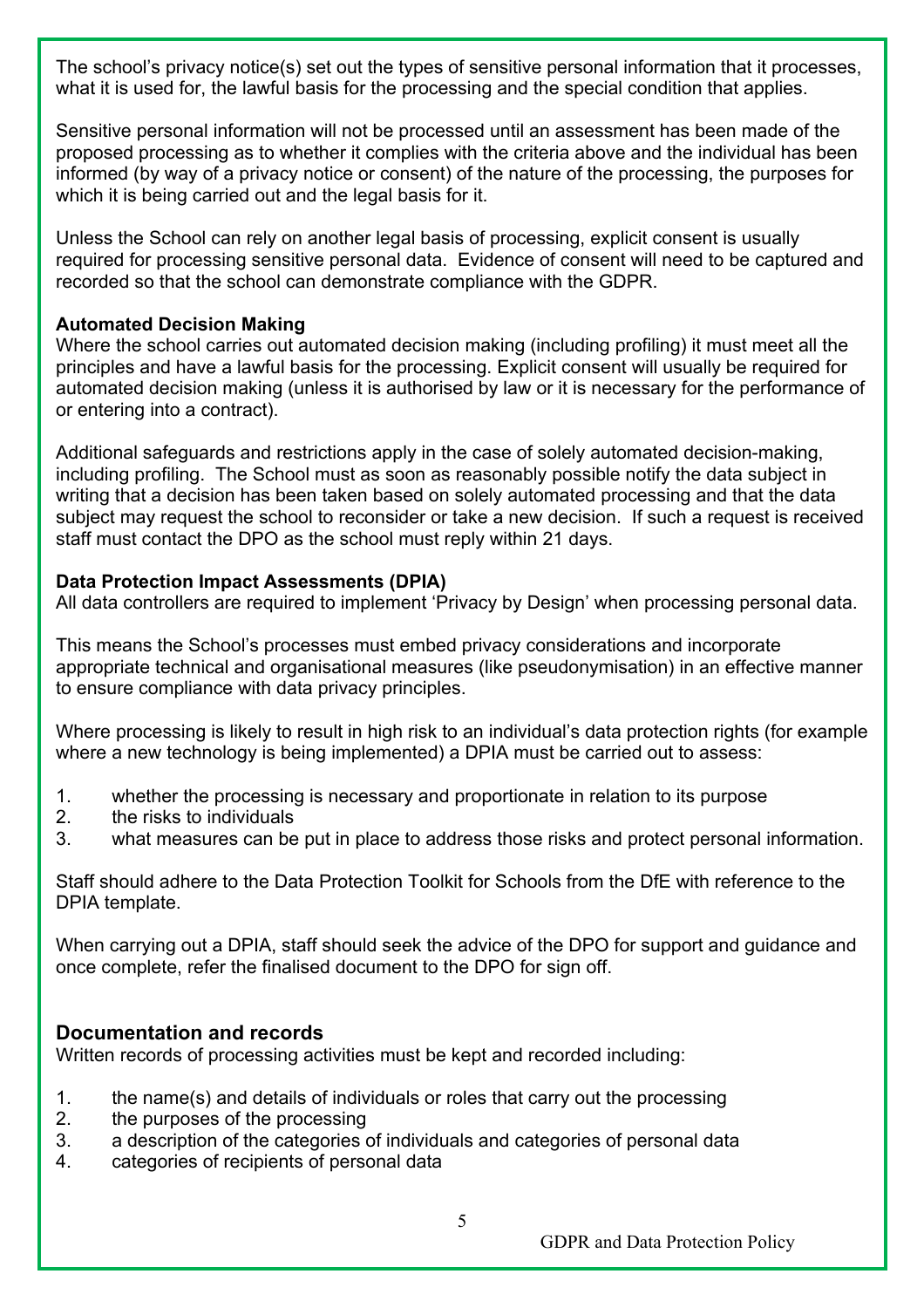The school's privacy notice(s) set out the types of sensitive personal information that it processes, what it is used for, the lawful basis for the processing and the special condition that applies.

Sensitive personal information will not be processed until an assessment has been made of the proposed processing as to whether it complies with the criteria above and the individual has been informed (by way of a privacy notice or consent) of the nature of the processing, the purposes for which it is being carried out and the legal basis for it.

Unless the School can rely on another legal basis of processing, explicit consent is usually required for processing sensitive personal data. Evidence of consent will need to be captured and recorded so that the school can demonstrate compliance with the GDPR.

**Automated Decision Making**

Where the school carries out automated decision making (including profiling) it must meet all the principles and have a lawful basis for the processing. Explicit consent will usually be required for automated decision making (unless it is authorised by law or it is necessary for the performance of or entering into a contract).

Additional safeguards and restrictions apply in the case of solely automated decision-making, including profiling. The School must as soon as reasonably possible notify the data subject in writing that a decision has been taken based on solely automated processing and that the data subject may request the school to reconsider or take a new decision. If such a request is received staff must contact the DPO as the school must reply within 21 days.

**Data Protection Impact Assessments (DPIA)**

All data controllers are required to implement 'Privacy by Design' when processing personal data.

This means the School's processes must embed privacy considerations and incorporate appropriate technical and organisational measures (like pseudonymisation) in an effective manner to ensure compliance with data privacy principles.

Where processing is likely to result in high risk to an individual's data protection rights (for example where a new technology is being implemented) a DPIA must be carried out to assess:

1. whether the processing is necessary and proportionate in relation to its purpose
2. the risks to individuals
3. what measures can be put in place to address those risks and protect personal information.

Staff should adhere to the Data Protection Toolkit for Schools from the DfE with reference to the DPIA template.

When carrying out a DPIA, staff should seek the advice of the DPO for support and guidance and once complete, refer the finalised document to the DPO for sign off.

## Documentation and records

Written records of processing activities must be kept and recorded including:

1. the name(s) and details of individuals or roles that carry out the processing
2. the purposes of the processing
3. a description of the categories of individuals and categories of personal data
4. categories of recipients of personal data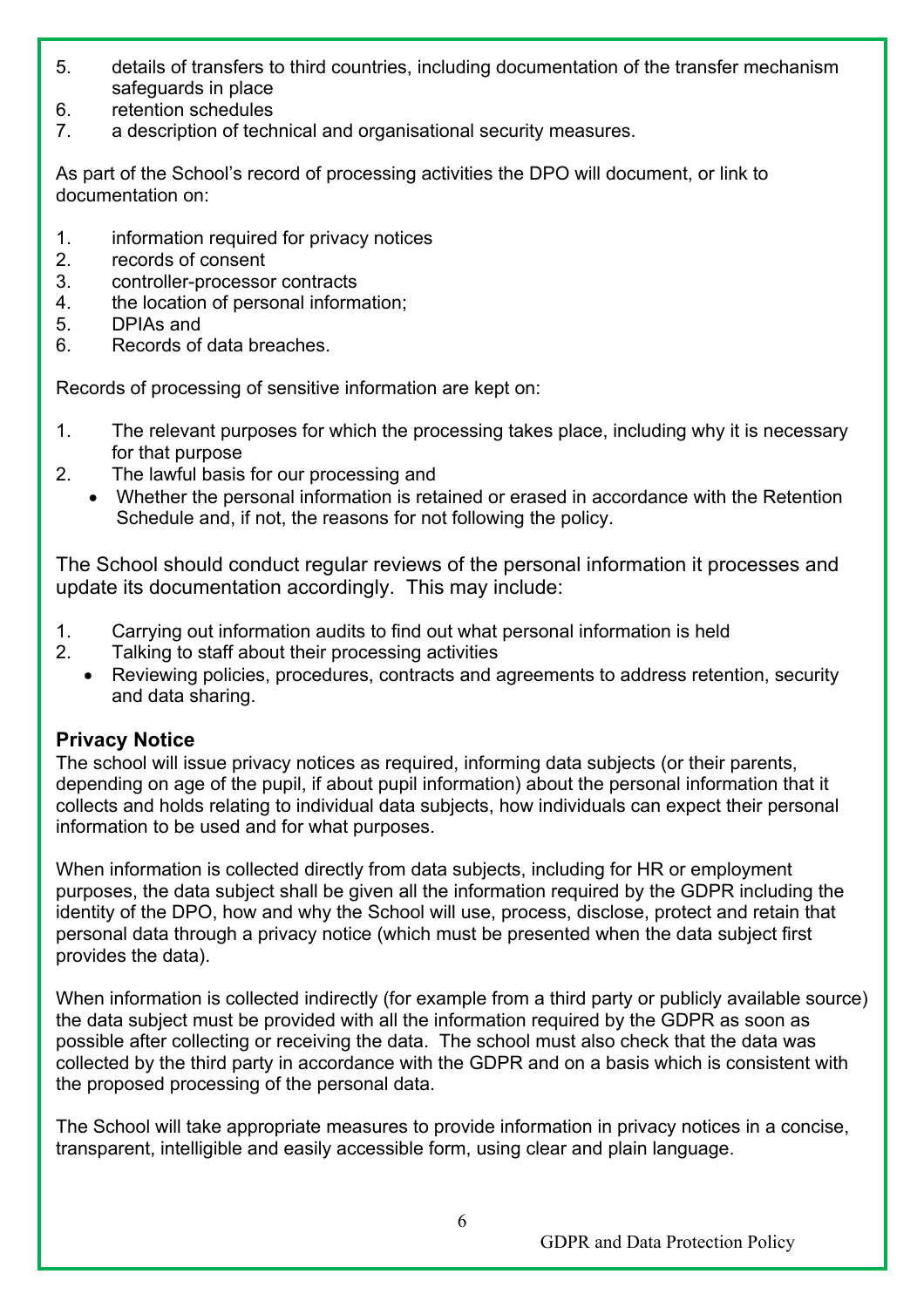5. details of transfers to third countries, including documentation of the transfer mechanism safeguards in place
6. retention schedules
7. a description of technical and organisational security measures.

As part of the School's record of processing activities the DPO will document, or link to documentation on:

1. information required for privacy notices
2. records of consent
3. controller-processor contracts
4. the location of personal information;
5. DPIAs and
6. Records of data breaches.

Records of processing of sensitive information are kept on:

1. The relevant purposes for which the processing takes place, including why it is necessary for that purpose
2. The lawful basis for our processing and
   - Whether the personal information is retained or erased in accordance with the Retention Schedule and, if not, the reasons for not following the policy.

The School should conduct regular reviews of the personal information it processes and update its documentation accordingly. This may include:

1. Carrying out information audits to find out what personal information is held
2. Talking to staff about their processing activities
   - Reviewing policies, procedures, contracts and agreements to address retention, security and data sharing.

**Privacy Notice**

The school will issue privacy notices as required, informing data subjects (or their parents, depending on age of the pupil, if about pupil information) about the personal information that it collects and holds relating to individual data subjects, how individuals can expect their personal information to be used and for what purposes.

When information is collected directly from data subjects, including for HR or employment purposes, the data subject shall be given all the information required by the GDPR including the identity of the DPO, how and why the School will use, process, disclose, protect and retain that personal data through a privacy notice (which must be presented when the data subject first provides the data).

When information is collected indirectly (for example from a third party or publicly available source) the data subject must be provided with all the information required by the GDPR as soon as possible after collecting or receiving the data. The school must also check that the data was collected by the third party in accordance with the GDPR and on a basis which is consistent with the proposed processing of the personal data.

The School will take appropriate measures to provide information in privacy notices in a concise, transparent, intelligible and easily accessible form, using clear and plain language.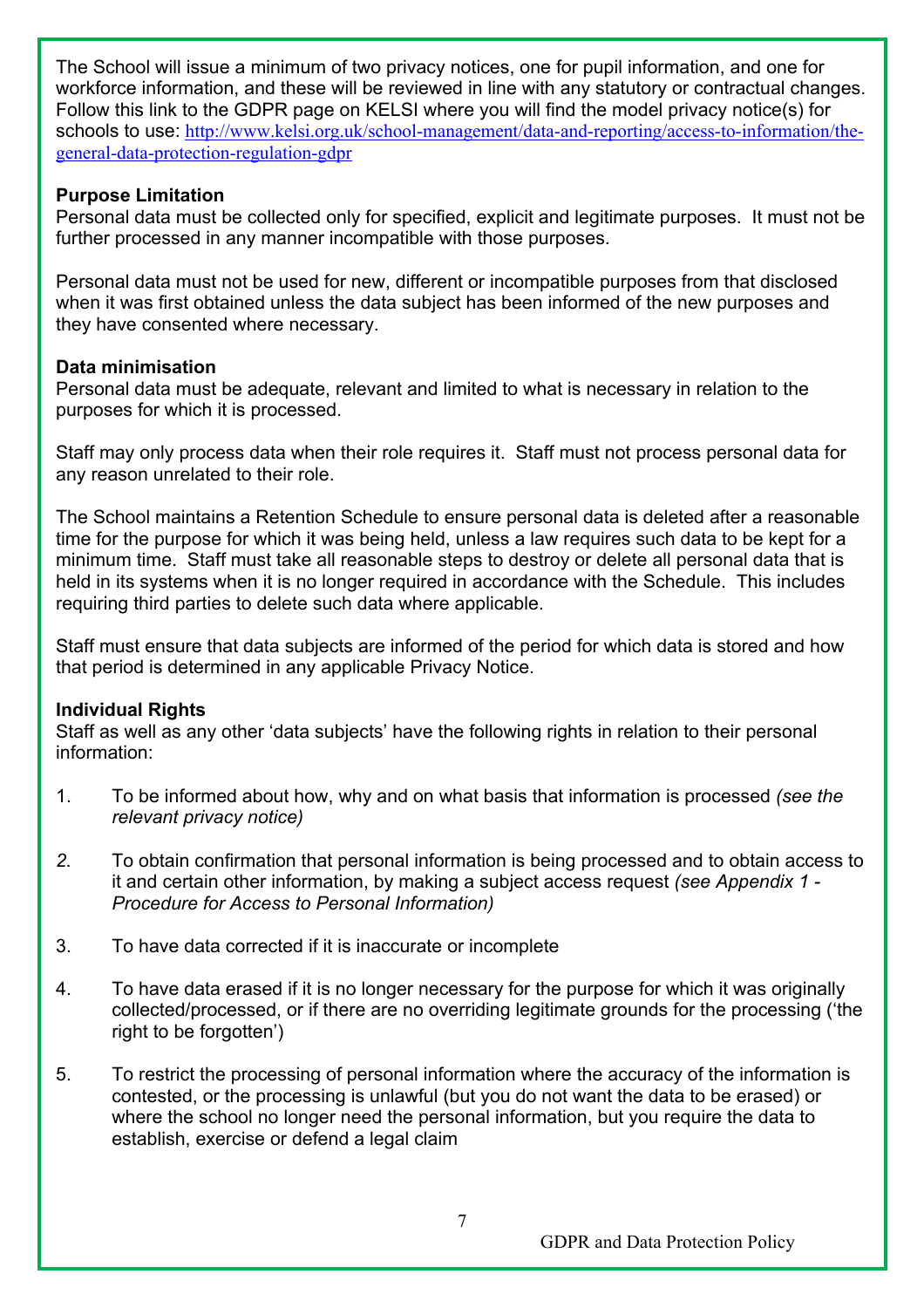The School will issue a minimum of two privacy notices, one for pupil information, and one for workforce information, and these will be reviewed in line with any statutory or contractual changes. Follow this link to the GDPR page on KELSI where you will find the model privacy notice(s) for schools to use: http://www.kelsi.org.uk/school-management/data-and-reporting/access-to-information/the-general-data-protection-regulation-gdpr

**Purpose Limitation**
Personal data must be collected only for specified, explicit and legitimate purposes. It must not be further processed in any manner incompatible with those purposes.

Personal data must not be used for new, different or incompatible purposes from that disclosed when it was first obtained unless the data subject has been informed of the new purposes and they have consented where necessary.

**Data minimisation**
Personal data must be adequate, relevant and limited to what is necessary in relation to the purposes for which it is processed.

Staff may only process data when their role requires it. Staff must not process personal data for any reason unrelated to their role.

The School maintains a Retention Schedule to ensure personal data is deleted after a reasonable time for the purpose for which it was being held, unless a law requires such data to be kept for a minimum time. Staff must take all reasonable steps to destroy or delete all personal data that is held in its systems when it is no longer required in accordance with the Schedule. This includes requiring third parties to delete such data where applicable.

Staff must ensure that data subjects are informed of the period for which data is stored and how that period is determined in any applicable Privacy Notice.

**Individual Rights**
Staff as well as any other 'data subjects' have the following rights in relation to their personal information:

1. To be informed about how, why and on what basis that information is processed *(see the relevant privacy notice)*

2. To obtain confirmation that personal information is being processed and to obtain access to it and certain other information, by making a subject access request *(see Appendix 1 - Procedure for Access to Personal Information)*

3. To have data corrected if it is inaccurate or incomplete

4. To have data erased if it is no longer necessary for the purpose for which it was originally collected/processed, or if there are no overriding legitimate grounds for the processing ('the right to be forgotten')

5. To restrict the processing of personal information where the accuracy of the information is contested, or the processing is unlawful (but you do not want the data to be erased) or where the school no longer need the personal information, but you require the data to establish, exercise or defend a legal claim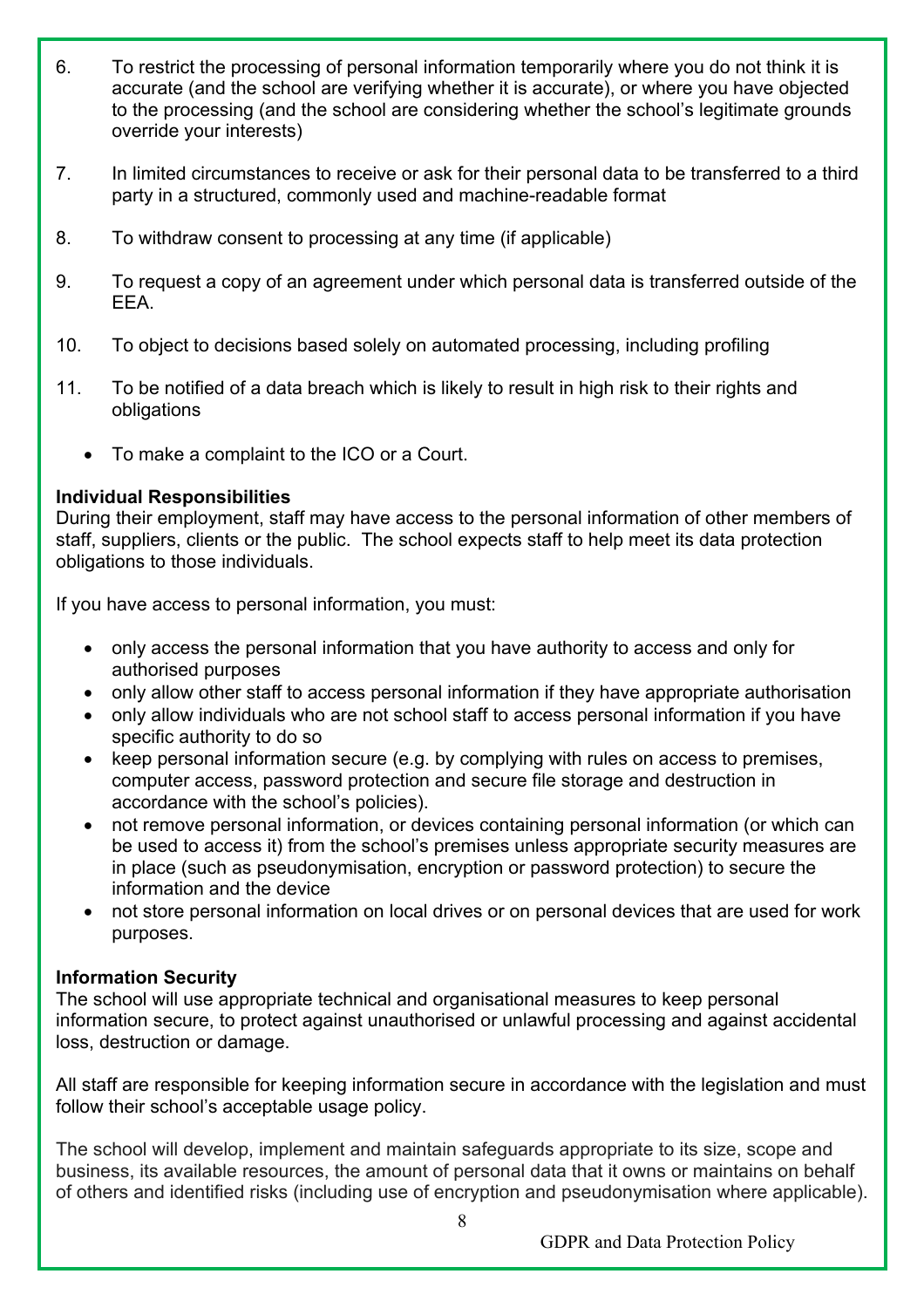6. To restrict the processing of personal information temporarily where you do not think it is accurate (and the school are verifying whether it is accurate), or where you have objected to the processing (and the school are considering whether the school's legitimate grounds override your interests)

7. In limited circumstances to receive or ask for their personal data to be transferred to a third party in a structured, commonly used and machine-readable format

8. To withdraw consent to processing at any time (if applicable)

9. To request a copy of an agreement under which personal data is transferred outside of the EEA.

10. To object to decisions based solely on automated processing, including profiling

11. To be notified of a data breach which is likely to result in high risk to their rights and obligations

    - To make a complaint to the ICO or a Court.

**Individual Responsibilities**
During their employment, staff may have access to the personal information of other members of staff, suppliers, clients or the public. The school expects staff to help meet its data protection obligations to those individuals.

If you have access to personal information, you must:

- only access the personal information that you have authority to access and only for authorised purposes
- only allow other staff to access personal information if they have appropriate authorisation
- only allow individuals who are not school staff to access personal information if you have specific authority to do so
- keep personal information secure (e.g. by complying with rules on access to premises, computer access, password protection and secure file storage and destruction in accordance with the school's policies).
- not remove personal information, or devices containing personal information (or which can be used to access it) from the school's premises unless appropriate security measures are in place (such as pseudonymisation, encryption or password protection) to secure the information and the device
- not store personal information on local drives or on personal devices that are used for work purposes.

**Information Security**
The school will use appropriate technical and organisational measures to keep personal information secure, to protect against unauthorised or unlawful processing and against accidental loss, destruction or damage.

All staff are responsible for keeping information secure in accordance with the legislation and must follow their school's acceptable usage policy.

The school will develop, implement and maintain safeguards appropriate to its size, scope and business, its available resources, the amount of personal data that it owns or maintains on behalf of others and identified risks (including use of encryption and pseudonymisation where applicable).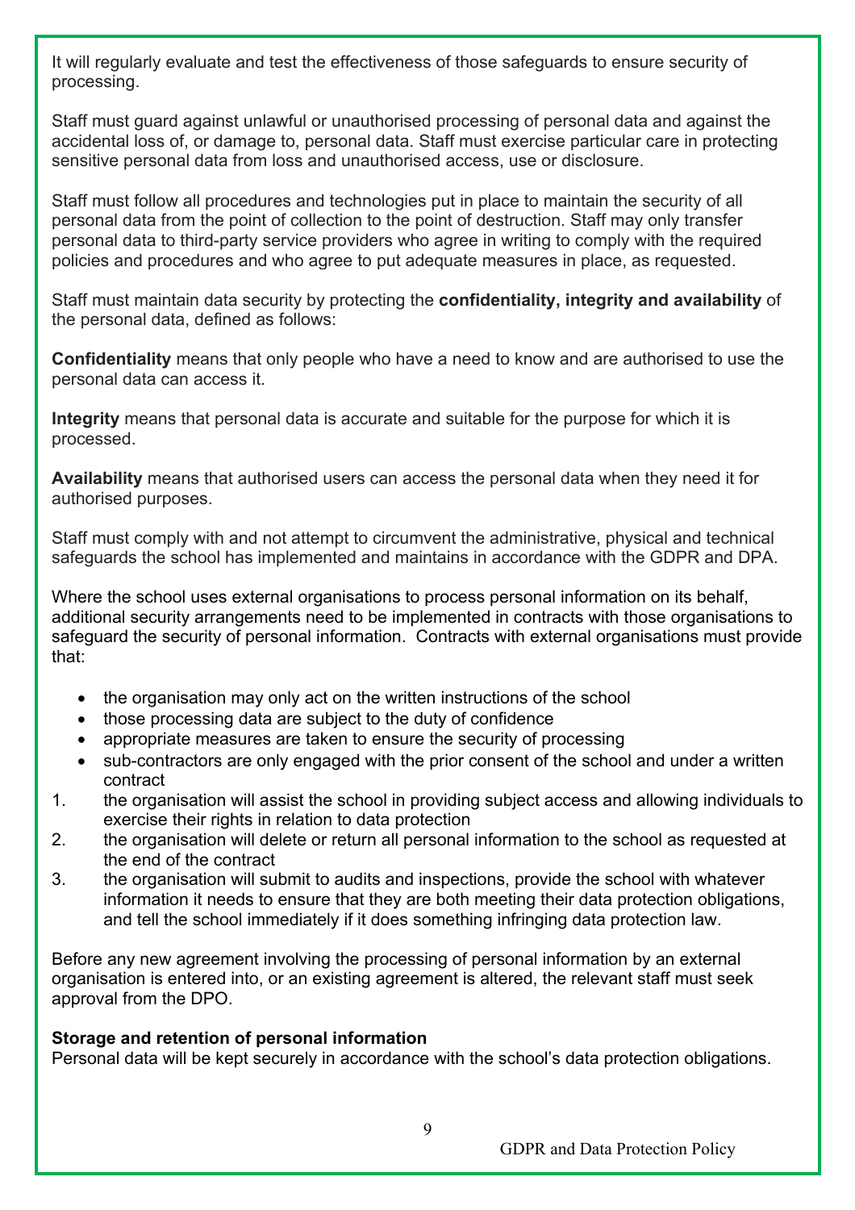It will regularly evaluate and test the effectiveness of those safeguards to ensure security of processing.

Staff must guard against unlawful or unauthorised processing of personal data and against the accidental loss of, or damage to, personal data. Staff must exercise particular care in protecting sensitive personal data from loss and unauthorised access, use or disclosure.

Staff must follow all procedures and technologies put in place to maintain the security of all personal data from the point of collection to the point of destruction. Staff may only transfer personal data to third-party service providers who agree in writing to comply with the required policies and procedures and who agree to put adequate measures in place, as requested.

Staff must maintain data security by protecting the **confidentiality, integrity and availability** of the personal data, defined as follows:

**Confidentiality** means that only people who have a need to know and are authorised to use the personal data can access it.

**Integrity** means that personal data is accurate and suitable for the purpose for which it is processed.

**Availability** means that authorised users can access the personal data when they need it for authorised purposes.

Staff must comply with and not attempt to circumvent the administrative, physical and technical safeguards the school has implemented and maintains in accordance with the GDPR and DPA.

Where the school uses external organisations to process personal information on its behalf, additional security arrangements need to be implemented in contracts with those organisations to safeguard the security of personal information. Contracts with external organisations must provide that:

- the organisation may only act on the written instructions of the school
- those processing data are subject to the duty of confidence
- appropriate measures are taken to ensure the security of processing
- sub-contractors are only engaged with the prior consent of the school and under a written contract

1. the organisation will assist the school in providing subject access and allowing individuals to exercise their rights in relation to data protection
2. the organisation will delete or return all personal information to the school as requested at the end of the contract
3. the organisation will submit to audits and inspections, provide the school with whatever information it needs to ensure that they are both meeting their data protection obligations, and tell the school immediately if it does something infringing data protection law.

Before any new agreement involving the processing of personal information by an external organisation is entered into, or an existing agreement is altered, the relevant staff must seek approval from the DPO.

**Storage and retention of personal information**

Personal data will be kept securely in accordance with the school's data protection obligations.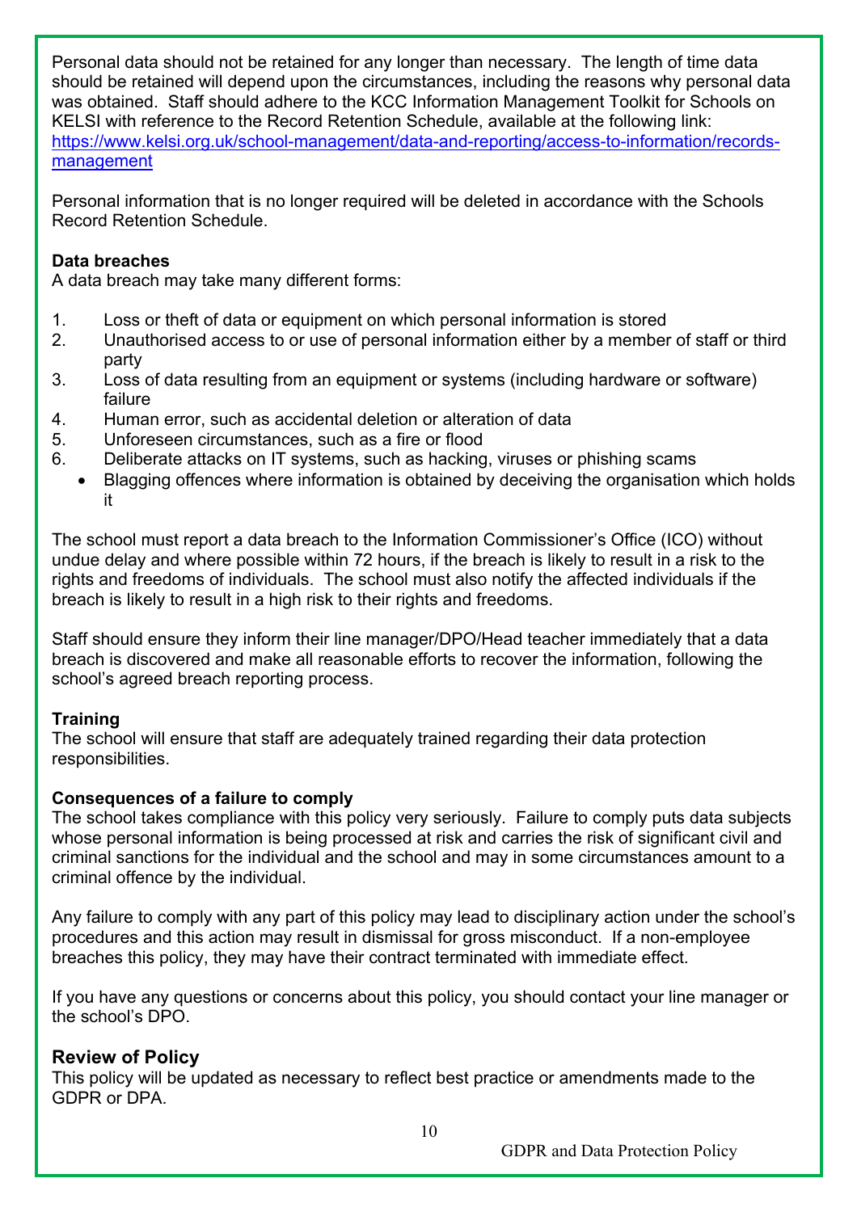Personal data should not be retained for any longer than necessary. The length of time data should be retained will depend upon the circumstances, including the reasons why personal data was obtained. Staff should adhere to the KCC Information Management Toolkit for Schools on KELSI with reference to the Record Retention Schedule, available at the following link: [https://www.kelsi.org.uk/school-management/data-and-reporting/access-to-information/records-management](https://www.kelsi.org.uk/school-management/data-and-reporting/access-to-information/records-management)

Personal information that is no longer required will be deleted in accordance with the Schools Record Retention Schedule.

**Data breaches**
A data breach may take many different forms:

1. Loss or theft of data or equipment on which personal information is stored
2. Unauthorised access to or use of personal information either by a member of staff or third party
3. Loss of data resulting from an equipment or systems (including hardware or software) failure
4. Human error, such as accidental deletion or alteration of data
5. Unforeseen circumstances, such as a fire or flood
6. Deliberate attacks on IT systems, such as hacking, viruses or phishing scams
   - Blagging offences where information is obtained by deceiving the organisation which holds it

The school must report a data breach to the Information Commissioner's Office (ICO) without undue delay and where possible within 72 hours, if the breach is likely to result in a risk to the rights and freedoms of individuals. The school must also notify the affected individuals if the breach is likely to result in a high risk to their rights and freedoms.

Staff should ensure they inform their line manager/DPO/Head teacher immediately that a data breach is discovered and make all reasonable efforts to recover the information, following the school's agreed breach reporting process.

**Training**
The school will ensure that staff are adequately trained regarding their data protection responsibilities.

**Consequences of a failure to comply**
The school takes compliance with this policy very seriously. Failure to comply puts data subjects whose personal information is being processed at risk and carries the risk of significant civil and criminal sanctions for the individual and the school and may in some circumstances amount to a criminal offence by the individual.

Any failure to comply with any part of this policy may lead to disciplinary action under the school's procedures and this action may result in dismissal for gross misconduct. If a non-employee breaches this policy, they may have their contract terminated with immediate effect.

If you have any questions or concerns about this policy, you should contact your line manager or the school's DPO.

## Review of Policy

This policy will be updated as necessary to reflect best practice or amendments made to the GDPR or DPA.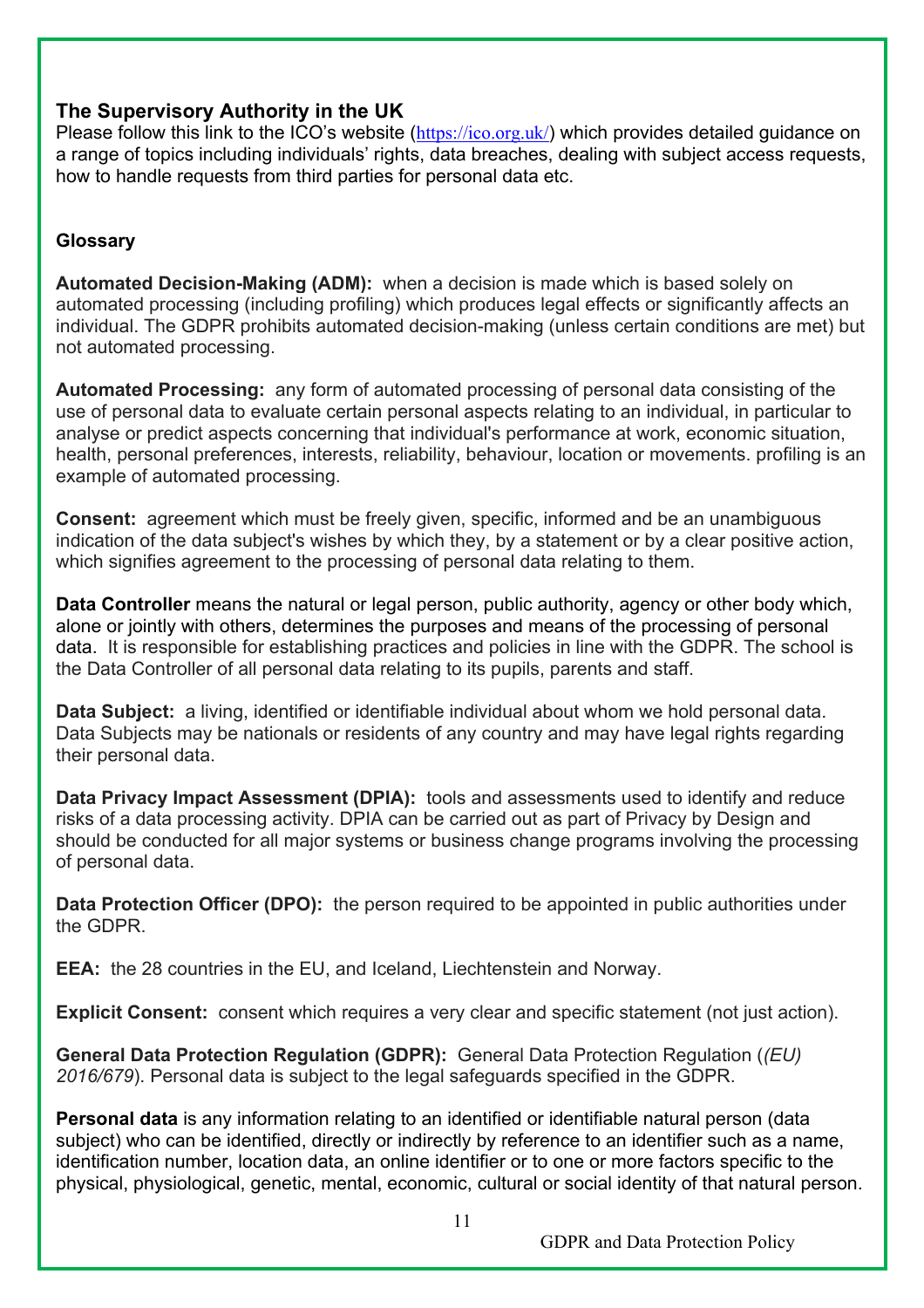## The Supervisory Authority in the UK

Please follow this link to the ICO's website (https://ico.org.uk/) which provides detailed guidance on a range of topics including individuals' rights, data breaches, dealing with subject access requests, how to handle requests from third parties for personal data etc.

### Glossary

**Automated Decision-Making (ADM):** when a decision is made which is based solely on automated processing (including profiling) which produces legal effects or significantly affects an individual. The GDPR prohibits automated decision-making (unless certain conditions are met) but not automated processing.

**Automated Processing:** any form of automated processing of personal data consisting of the use of personal data to evaluate certain personal aspects relating to an individual, in particular to analyse or predict aspects concerning that individual's performance at work, economic situation, health, personal preferences, interests, reliability, behaviour, location or movements. profiling is an example of automated processing.

**Consent:** agreement which must be freely given, specific, informed and be an unambiguous indication of the data subject's wishes by which they, by a statement or by a clear positive action, which signifies agreement to the processing of personal data relating to them.

**Data Controller** means the natural or legal person, public authority, agency or other body which, alone or jointly with others, determines the purposes and means of the processing of personal data. It is responsible for establishing practices and policies in line with the GDPR. The school is the Data Controller of all personal data relating to its pupils, parents and staff.

**Data Subject:** a living, identified or identifiable individual about whom we hold personal data. Data Subjects may be nationals or residents of any country and may have legal rights regarding their personal data.

**Data Privacy Impact Assessment (DPIA):** tools and assessments used to identify and reduce risks of a data processing activity. DPIA can be carried out as part of Privacy by Design and should be conducted for all major systems or business change programs involving the processing of personal data.

**Data Protection Officer (DPO):** the person required to be appointed in public authorities under the GDPR.

**EEA:** the 28 countries in the EU, and Iceland, Liechtenstein and Norway.

**Explicit Consent:** consent which requires a very clear and specific statement (not just action).

**General Data Protection Regulation (GDPR):** General Data Protection Regulation (*(EU) 2016/679*). Personal data is subject to the legal safeguards specified in the GDPR.

**Personal data** is any information relating to an identified or identifiable natural person (data subject) who can be identified, directly or indirectly by reference to an identifier such as a name, identification number, location data, an online identifier or to one or more factors specific to the physical, physiological, genetic, mental, economic, cultural or social identity of that natural person.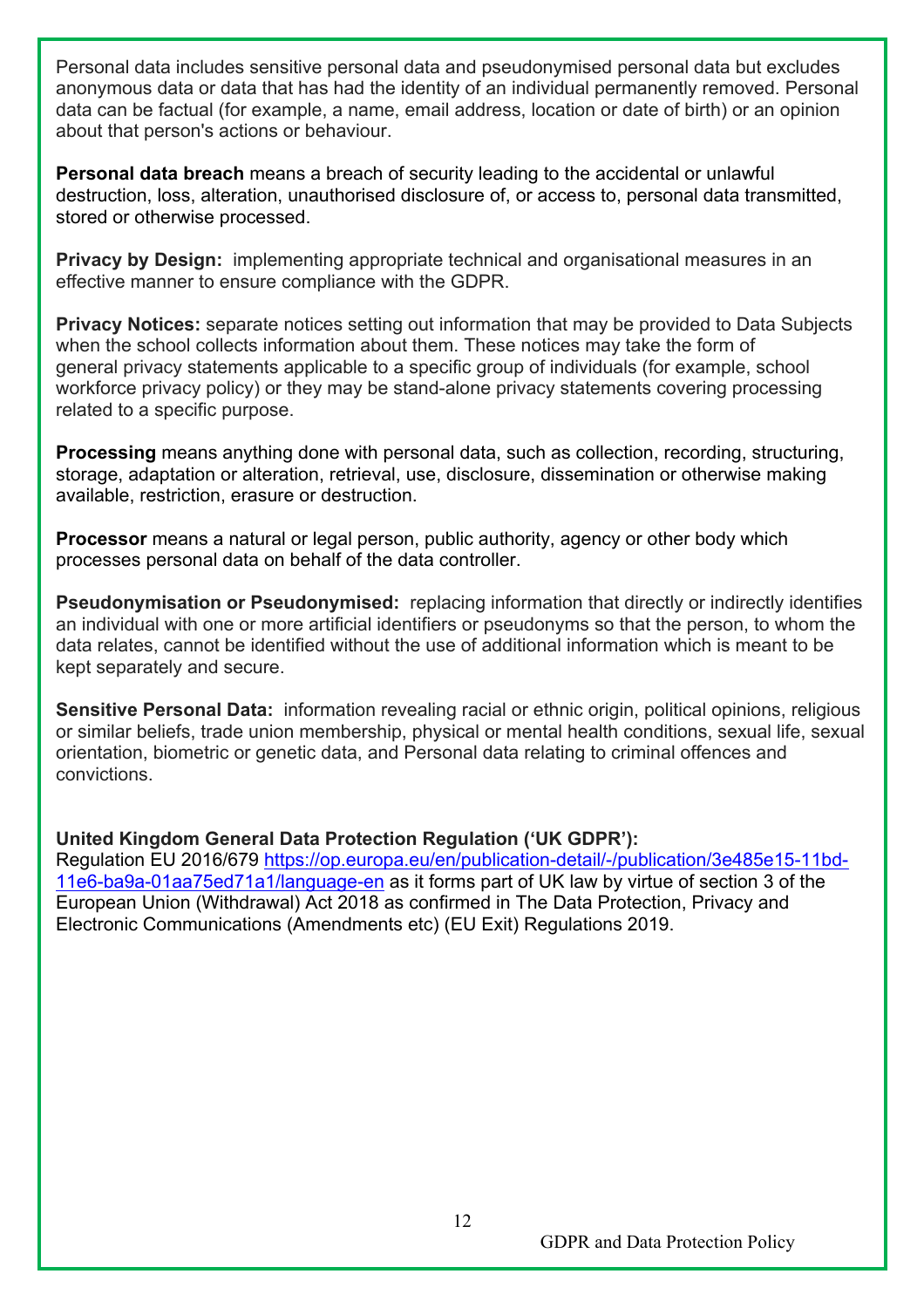Personal data includes sensitive personal data and pseudonymised personal data but excludes anonymous data or data that has had the identity of an individual permanently removed. Personal data can be factual (for example, a name, email address, location or date of birth) or an opinion about that person's actions or behaviour.

**Personal data breach** means a breach of security leading to the accidental or unlawful destruction, loss, alteration, unauthorised disclosure of, or access to, personal data transmitted, stored or otherwise processed.

**Privacy by Design:** implementing appropriate technical and organisational measures in an effective manner to ensure compliance with the GDPR.

**Privacy Notices:** separate notices setting out information that may be provided to Data Subjects when the school collects information about them. These notices may take the form of general privacy statements applicable to a specific group of individuals (for example, school workforce privacy policy) or they may be stand-alone privacy statements covering processing related to a specific purpose.

**Processing** means anything done with personal data, such as collection, recording, structuring, storage, adaptation or alteration, retrieval, use, disclosure, dissemination or otherwise making available, restriction, erasure or destruction.

**Processor** means a natural or legal person, public authority, agency or other body which processes personal data on behalf of the data controller.

**Pseudonymisation or Pseudonymised:** replacing information that directly or indirectly identifies an individual with one or more artificial identifiers or pseudonyms so that the person, to whom the data relates, cannot be identified without the use of additional information which is meant to be kept separately and secure.

**Sensitive Personal Data:** information revealing racial or ethnic origin, political opinions, religious or similar beliefs, trade union membership, physical or mental health conditions, sexual life, sexual orientation, biometric or genetic data, and Personal data relating to criminal offences and convictions.

**United Kingdom General Data Protection Regulation ('UK GDPR'):**
Regulation EU 2016/679 https://op.europa.eu/en/publication-detail/-/publication/3e485e15-11bd-11e6-ba9a-01aa75ed71a1/language-en as it forms part of UK law by virtue of section 3 of the European Union (Withdrawal) Act 2018 as confirmed in The Data Protection, Privacy and Electronic Communications (Amendments etc) (EU Exit) Regulations 2019.